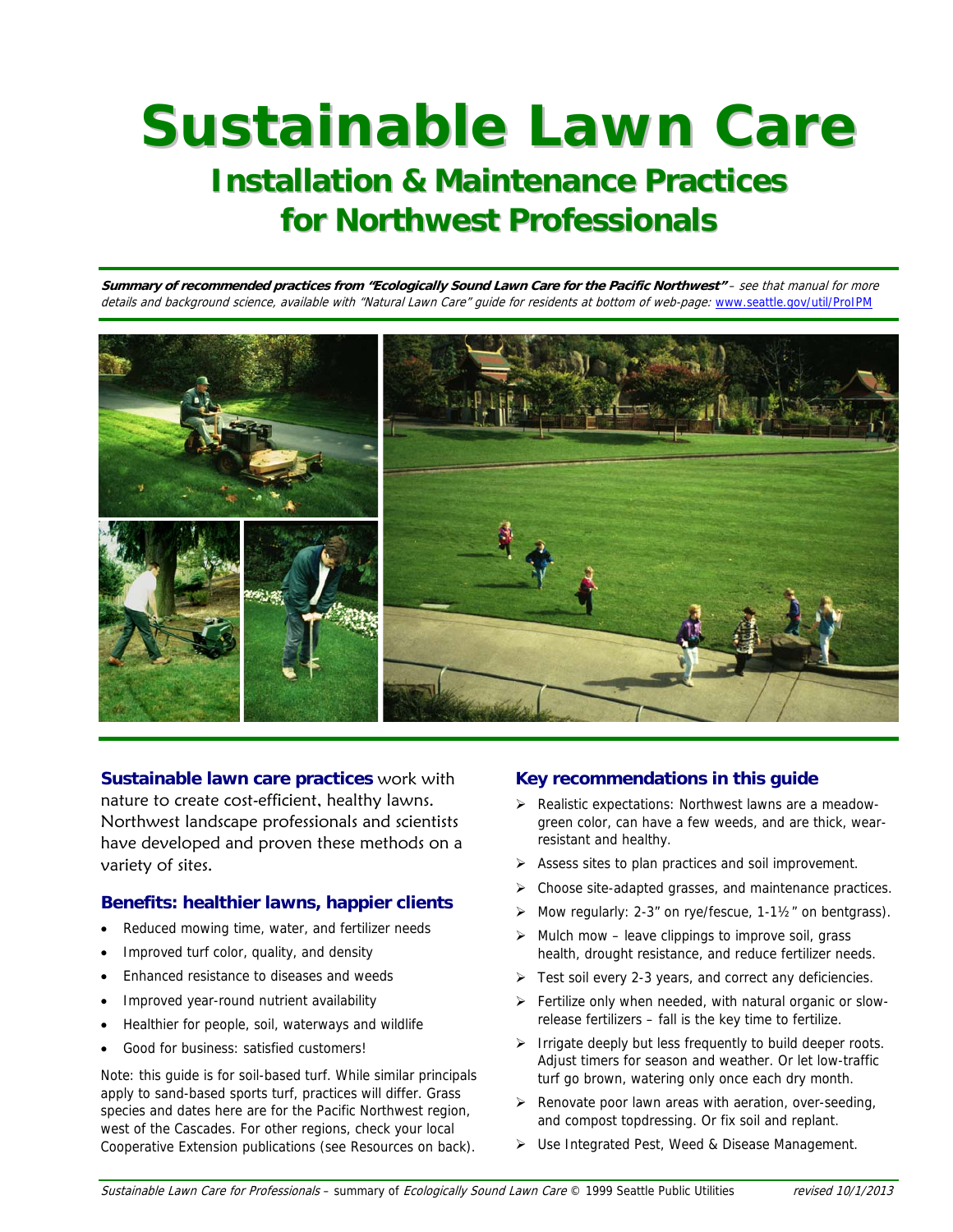# Sustainable Lawn Care

## Installation & Maintenance Practices for Northwest Professionals

***Summary of recommended practices from "Ecologically Sound Lawn Care for the Pacific Northwest"*** *– see that manual for more details and background science, available with "Natural Lawn Care" guide for residents at bottom of web-page:* www.seattle.gov/util/ProIPM

**Sustainable lawn care practices** work with nature to create cost-efficient, healthy lawns. Northwest landscape professionals and scientists have developed and proven these methods on a variety of sites.

### Benefits: healthier lawns, happier clients

- Reduced mowing time, water, and fertilizer needs
- Improved turf color, quality, and density
- Enhanced resistance to diseases and weeds
- Improved year-round nutrient availability
- Healthier for people, soil, waterways and wildlife
- Good for business: satisfied customers!

Note: this guide is for soil-based turf. While similar principals apply to sand-based sports turf, practices will differ. Grass species and dates here are for the Pacific Northwest region, west of the Cascades. For other regions, check your local Cooperative Extension publications (see Resources on back).

### Key recommendations in this guide

- Realistic expectations: Northwest lawns are a meadow-green color, can have a few weeds, and are thick, wear-resistant and healthy.
- Assess sites to plan practices and soil improvement.
- Choose site-adapted grasses, and maintenance practices.
- Mow regularly: 2-3" on rye/fescue, 1-1½" on bentgrass).
- Mulch mow – leave clippings to improve soil, grass health, drought resistance, and reduce fertilizer needs.
- Test soil every 2-3 years, and correct any deficiencies.
- Fertilize only when needed, with natural organic or slow-release fertilizers – fall is the key time to fertilize.
- Irrigate deeply but less frequently to build deeper roots. Adjust timers for season and weather. Or let low-traffic turf go brown, watering only once each dry month.
- Renovate poor lawn areas with aeration, over-seeding, and compost topdressing. Or fix soil and replant.
- Use Integrated Pest, Weed & Disease Management.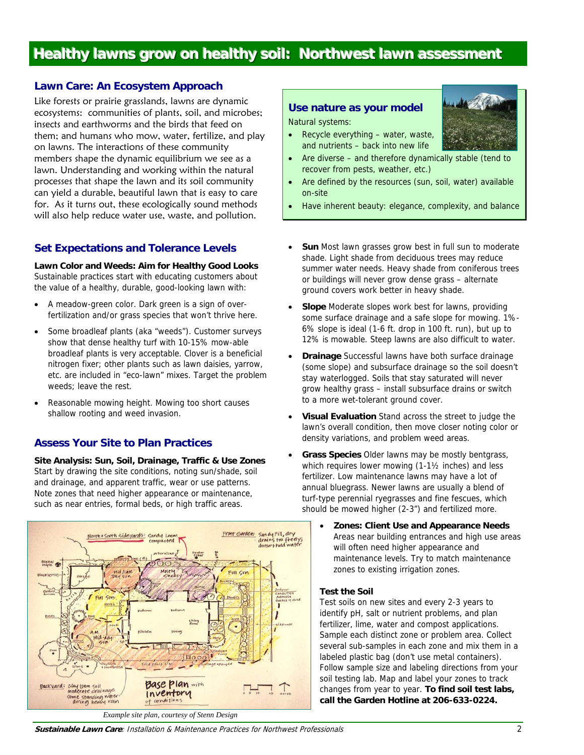# Healthy lawns grow on healthy soil: Northwest lawn assessment

## Lawn Care: An Ecosystem Approach

Like forests or prairie grasslands, lawns are dynamic ecosystems: communities of plants, soil, and microbes; insects and earthworms and the birds that feed on them; and humans who mow, water, fertilize, and play on lawns. The interactions of these community members shape the dynamic equilibrium we see as a lawn. Understanding and working within the natural processes that shape the lawn and its soil community can yield a durable, beautiful lawn that is easy to care for. As it turns out, these ecologically sound methods will also help reduce water use, waste, and pollution.

### Use nature as your model

Natural systems:

- Recycle everything – water, waste, and nutrients – back into new life
- Are diverse – and therefore dynamically stable (tend to recover from pests, weather, etc.)
- Are defined by the resources (sun, soil, water) available on-site
- Have inherent beauty: elegance, complexity, and balance

## Set Expectations and Tolerance Levels

**Lawn Color and Weeds: Aim for Healthy Good Looks**

Sustainable practices start with educating customers about the value of a healthy, durable, good-looking lawn with:

- A meadow-green color. Dark green is a sign of over-fertilization and/or grass species that won't thrive here.
- Some broadleaf plants (aka "weeds"). Customer surveys show that dense healthy turf with 10-15% mow-able broadleaf plants is very acceptable. Clover is a beneficial nitrogen fixer; other plants such as lawn daisies, yarrow, etc. are included in "eco-lawn" mixes. Target the problem weeds; leave the rest.
- Reasonable mowing height. Mowing too short causes shallow rooting and weed invasion.

## Assess Your Site to Plan Practices

**Site Analysis: Sun, Soil, Drainage, Traffic & Use Zones**

Start by drawing the site conditions, noting sun/shade, soil and drainage, and apparent traffic, wear or use patterns. Note zones that need higher appearance or maintenance, such as near entries, formal beds, or high traffic areas.

*Example site plan, courtesy of Stenn Design*

- **Sun** Most lawn grasses grow best in full sun to moderate shade. Light shade from deciduous trees may reduce summer water needs. Heavy shade from coniferous trees or buildings will never grow dense grass – alternate ground covers work better in heavy shade.
- **Slope** Moderate slopes work best for lawns, providing some surface drainage and a safe slope for mowing. 1%-6% slope is ideal (1-6 ft. drop in 100 ft. run), but up to 12% is mowable. Steep lawns are also difficult to water.
- **Drainage** Successful lawns have both surface drainage (some slope) and subsurface drainage so the soil doesn't stay waterlogged. Soils that stay saturated will never grow healthy grass – install subsurface drains or switch to a more wet-tolerant ground cover.
- **Visual Evaluation** Stand across the street to judge the lawn's overall condition, then move closer noting color or density variations, and problem weed areas.
- **Grass Species** Older lawns may be mostly bentgrass, which requires lower mowing (1-1½ inches) and less fertilizer. Low maintenance lawns may have a lot of annual bluegrass. Newer lawns are usually a blend of turf-type perennial ryegrasses and fine fescues, which should be mowed higher (2-3") and fertilized more.
- **Zones: Client Use and Appearance Needs** Areas near building entrances and high use areas will often need higher appearance and maintenance levels. Try to match maintenance zones to existing irrigation zones.

**Test the Soil**

Test soils on new sites and every 2-3 years to identify pH, salt or nutrient problems, and plan fertilizer, lime, water and compost applications. Sample each distinct zone or problem area. Collect several sub-samples in each zone and mix them in a labeled plastic bag (don't use metal containers). Follow sample size and labeling directions from your soil testing lab. Map and label your zones to track changes from year to year. **To find soil test labs, call the Garden Hotline at 206-633-0224.**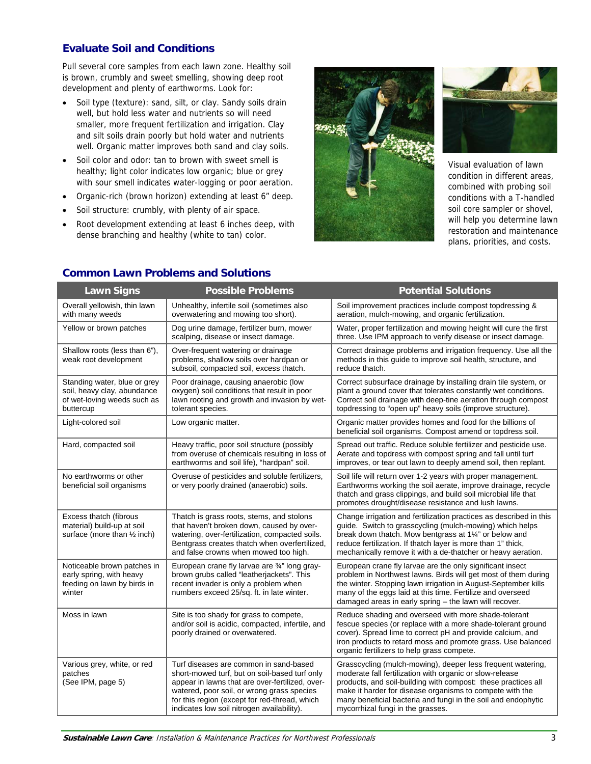## Evaluate Soil and Conditions

Pull several core samples from each lawn zone. Healthy soil is brown, crumbly and sweet smelling, showing deep root development and plenty of earthworms. Look for:

- Soil type (texture): sand, silt, or clay. Sandy soils drain well, but hold less water and nutrients so will need smaller, more frequent fertilization and irrigation. Clay and silt soils drain poorly but hold water and nutrients well. Organic matter improves both sand and clay soils.
- Soil color and odor: tan to brown with sweet smell is healthy; light color indicates low organic; blue or grey with sour smell indicates water-logging or poor aeration.
- Organic-rich (brown horizon) extending at least 6" deep.
- Soil structure: crumbly, with plenty of air space.
- Root development extending at least 6 inches deep, with dense branching and healthy (white to tan) color.

Visual evaluation of lawn condition in different areas, combined with probing soil conditions with a T-handled soil core sampler or shovel, will help you determine lawn restoration and maintenance plans, priorities, and costs.

## Common Lawn Problems and Solutions

| Lawn Signs | Possible Problems | Potential Solutions |
|---|---|---|
| Overall yellowish, thin lawn with many weeds | Unhealthy, infertile soil (sometimes also overwatering and mowing too short). | Soil improvement practices include compost topdressing & aeration, mulch-mowing, and organic fertilization. |
| Yellow or brown patches | Dog urine damage, fertilizer burn, mower scalping, disease or insect damage. | Water, proper fertilization and mowing height will cure the first three. Use IPM approach to verify disease or insect damage. |
| Shallow roots (less than 6"), weak root development | Over-frequent watering or drainage problems, shallow soils over hardpan or subsoil, compacted soil, excess thatch. | Correct drainage problems and irrigation frequency. Use all the methods in this guide to improve soil health, structure, and reduce thatch. |
| Standing water, blue or grey soil, heavy clay, abundance of wet-loving weeds such as buttercup | Poor drainage, causing anaerobic (low oxygen) soil conditions that result in poor lawn rooting and growth and invasion by wet-tolerant species. | Correct subsurface drainage by installing drain tile system, or plant a ground cover that tolerates constantly wet conditions. Correct soil drainage with deep-tine aeration through compost topdressing to "open up" heavy soils (improve structure). |
| Light-colored soil | Low organic matter. | Organic matter provides homes and food for the billions of beneficial soil organisms. Compost amend or topdress soil. |
| Hard, compacted soil | Heavy traffic, poor soil structure (possibly from overuse of chemicals resulting in loss of earthworms and soil life), "hardpan" soil. | Spread out traffic. Reduce soluble fertilizer and pesticide use. Aerate and topdress with compost spring and fall until turf improves, or tear out lawn to deeply amend soil, then replant. |
| No earthworms or other beneficial soil organisms | Overuse of pesticides and soluble fertilizers, or very poorly drained (anaerobic) soils. | Soil life will return over 1-2 years with proper management. Earthworms working the soil aerate, improve drainage, recycle thatch and grass clippings, and build soil microbial life that promotes drought/disease resistance and lush lawns. |
| Excess thatch (fibrous material) build-up at soil surface (more than ½ inch) | Thatch is grass roots, stems, and stolons that haven't broken down, caused by over-watering, over-fertilization, compacted soils. Bentgrass creates thatch when overfertilized, and false crowns when mowed too high. | Change irrigation and fertilization practices as described in this guide. Switch to grasscycling (mulch-mowing) which helps break down thatch. Mow bentgrass at 1¼" or below and reduce fertilization. If thatch layer is more than 1" thick, mechanically remove it with a de-thatcher or heavy aeration. |
| Noticeable brown patches in early spring, with heavy feeding on lawn by birds in winter | European crane fly larvae are ¾" long gray-brown grubs called "leatherjackets". This recent invader is only a problem when numbers exceed 25/sq. ft. in late winter. | European crane fly larvae are the only significant insect problem in Northwest lawns. Birds will get most of them during the winter. Stopping lawn irrigation in August-September kills many of the eggs laid at this time. Fertilize and overseed damaged areas in early spring – the lawn will recover. |
| Moss in lawn | Site is too shady for grass to compete, and/or soil is acidic, compacted, infertile, and poorly drained or overwatered. | Reduce shading and overseed with more shade-tolerant fescue species (or replace with a more shade-tolerant ground cover). Spread lime to correct pH and provide calcium, and iron products to retard moss and promote grass. Use balanced organic fertilizers to help grass compete. |
| Various grey, white, or red patches (See IPM, page 5) | Turf diseases are common in sand-based short-mowed turf, but on soil-based turf only appear in lawns that are over-fertilized, over-watered, poor soil, or wrong grass species for this region (except for red-thread, which indicates low soil nitrogen availability). | Grasscycling (mulch-mowing), deeper less frequent watering, moderate fall fertilization with organic or slow-release products, and soil-building with compost: these practices all make it harder for disease organisms to compete with the many beneficial bacteria and fungi in the soil and endophytic mycorrhizal fungi in the grasses. |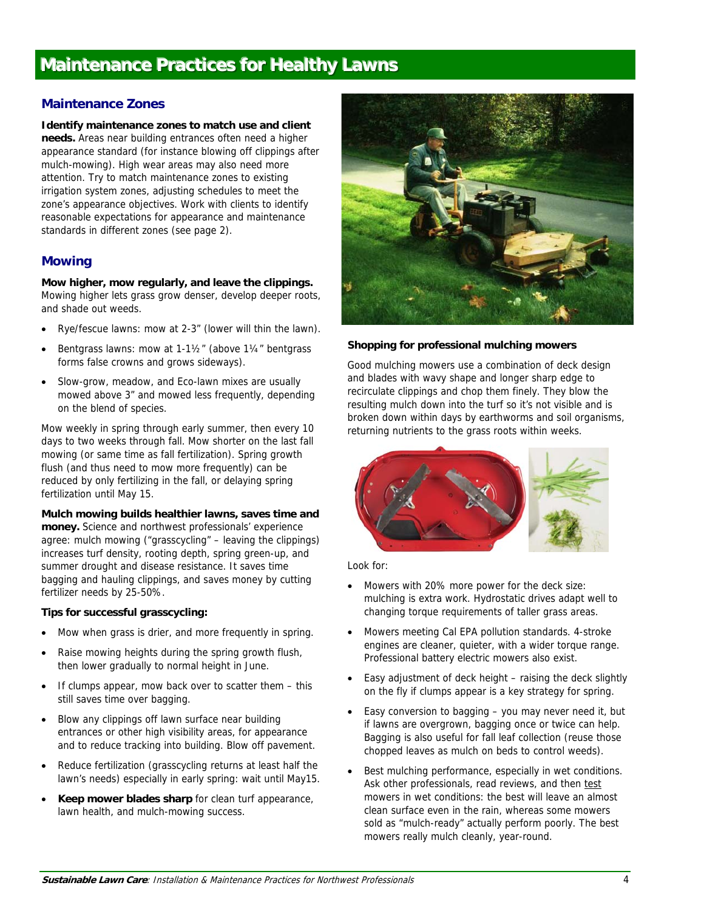# Maintenance Practices for Healthy Lawns

## Maintenance Zones

**Identify maintenance zones to match use and client needs.** Areas near building entrances often need a higher appearance standard (for instance blowing off clippings after mulch-mowing). High wear areas may also need more attention. Try to match maintenance zones to existing irrigation system zones, adjusting schedules to meet the zone's appearance objectives. Work with clients to identify reasonable expectations for appearance and maintenance standards in different zones (see page 2).

## Mowing

**Mow higher, mow regularly, and leave the clippings.** Mowing higher lets grass grow denser, develop deeper roots, and shade out weeds.

- Rye/fescue lawns: mow at 2-3" (lower will thin the lawn).
- Bentgrass lawns: mow at 1-1½" (above 1¼" bentgrass forms false crowns and grows sideways).
- Slow-grow, meadow, and Eco-lawn mixes are usually mowed above 3" and mowed less frequently, depending on the blend of species.

Mow weekly in spring through early summer, then every 10 days to two weeks through fall. Mow shorter on the last fall mowing (or same time as fall fertilization). Spring growth flush (and thus need to mow more frequently) can be reduced by only fertilizing in the fall, or delaying spring fertilization until May 15.

**Mulch mowing builds healthier lawns, saves time and money.** Science and northwest professionals' experience agree: mulch mowing ("grasscycling" – leaving the clippings) increases turf density, rooting depth, spring green-up, and summer drought and disease resistance. It saves time bagging and hauling clippings, and saves money by cutting fertilizer needs by 25-50%.

**Tips for successful grasscycling:**

- Mow when grass is drier, and more frequently in spring.
- Raise mowing heights during the spring growth flush, then lower gradually to normal height in June.
- If clumps appear, mow back over to scatter them – this still saves time over bagging.
- Blow any clippings off lawn surface near building entrances or other high visibility areas, for appearance and to reduce tracking into building. Blow off pavement.
- Reduce fertilization (grasscycling returns at least half the lawn's needs) especially in early spring: wait until May15.
- **Keep mower blades sharp** for clean turf appearance, lawn health, and mulch-mowing success.

**Shopping for professional mulching mowers**

Good mulching mowers use a combination of deck design and blades with wavy shape and longer sharp edge to recirculate clippings and chop them finely. They blow the resulting mulch down into the turf so it's not visible and is broken down within days by earthworms and soil organisms, returning nutrients to the grass roots within weeks.

Look for:

- Mowers with 20% more power for the deck size: mulching is extra work. Hydrostatic drives adapt well to changing torque requirements of taller grass areas.
- Mowers meeting Cal EPA pollution standards. 4-stroke engines are cleaner, quieter, with a wider torque range. Professional battery electric mowers also exist.
- Easy adjustment of deck height – raising the deck slightly on the fly if clumps appear is a key strategy for spring.
- Easy conversion to bagging – you may never need it, but if lawns are overgrown, bagging once or twice can help. Bagging is also useful for fall leaf collection (reuse those chopped leaves as mulch on beds to control weeds).
- Best mulching performance, especially in wet conditions. Ask other professionals, read reviews, and then test mowers in wet conditions: the best will leave an almost clean surface even in the rain, whereas some mowers sold as "mulch-ready" actually perform poorly. The best mowers really mulch cleanly, year-round.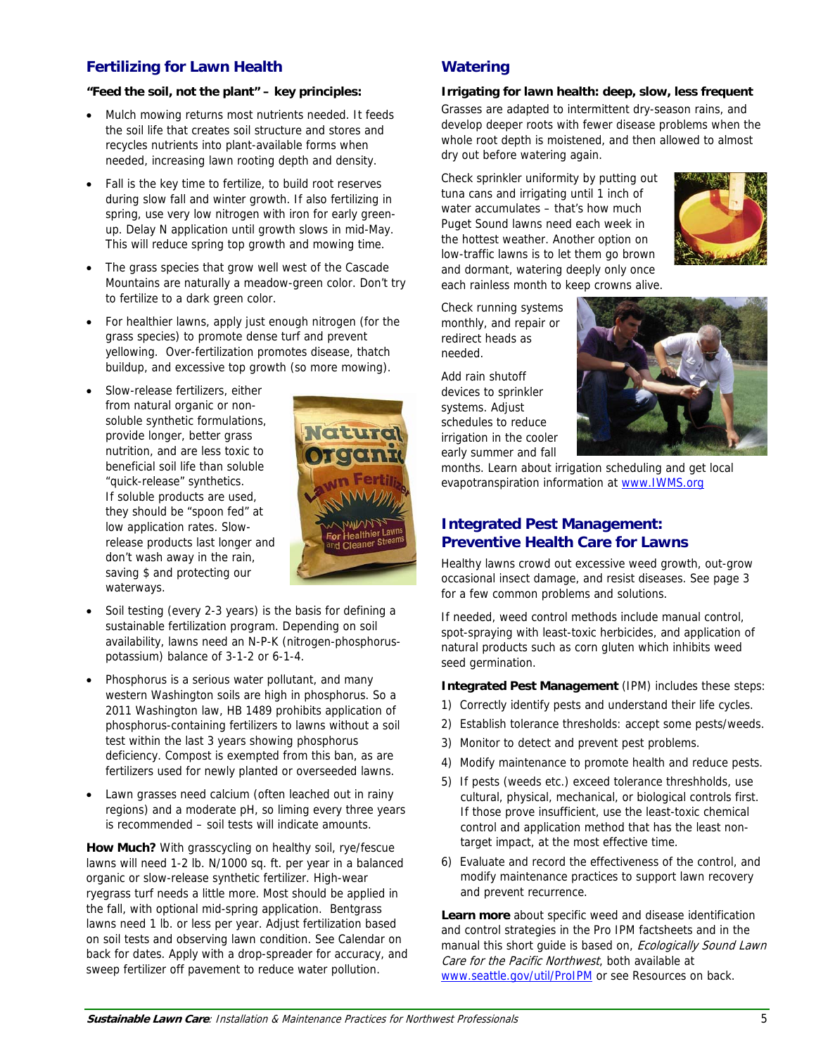## Fertilizing for Lawn Health

**"Feed the soil, not the plant" – key principles:**

- Mulch mowing returns most nutrients needed. It feeds the soil life that creates soil structure and stores and recycles nutrients into plant-available forms when needed, increasing lawn rooting depth and density.
- Fall is the key time to fertilize, to build root reserves during slow fall and winter growth. If also fertilizing in spring, use very low nitrogen with iron for early green-up. Delay N application until growth slows in mid-May. This will reduce spring top growth and mowing time.
- The grass species that grow well west of the Cascade Mountains are naturally a meadow-green color. Don't try to fertilize to a dark green color.
- For healthier lawns, apply just enough nitrogen (for the grass species) to promote dense turf and prevent yellowing. Over-fertilization promotes disease, thatch buildup, and excessive top growth (so more mowing).
- Slow-release fertilizers, either from natural organic or non-soluble synthetic formulations, provide longer, better grass nutrition, and are less toxic to beneficial soil life than soluble "quick-release" synthetics. If soluble products are used, they should be "spoon fed" at low application rates. Slow-release products last longer and don't wash away in the rain, saving $ and protecting our waterways.
- Soil testing (every 2-3 years) is the basis for defining a sustainable fertilization program. Depending on soil availability, lawns need an N-P-K (nitrogen-phosphorus-potassium) balance of 3-1-2 or 6-1-4.
- Phosphorus is a serious water pollutant, and many western Washington soils are high in phosphorus. So a 2011 Washington law, HB 1489 prohibits application of phosphorus-containing fertilizers to lawns without a soil test within the last 3 years showing phosphorus deficiency. Compost is exempted from this ban, as are fertilizers used for newly planted or overseeded lawns.
- Lawn grasses need calcium (often leached out in rainy regions) and a moderate pH, so liming every three years is recommended – soil tests will indicate amounts.

**How Much?** With grasscycling on healthy soil, rye/fescue lawns will need 1-2 lb. N/1000 sq. ft. per year in a balanced organic or slow-release synthetic fertilizer. High-wear ryegrass turf needs a little more. Most should be applied in the fall, with optional mid-spring application. Bentgrass lawns need 1 lb. or less per year. Adjust fertilization based on soil tests and observing lawn condition. See Calendar on back for dates. Apply with a drop-spreader for accuracy, and sweep fertilizer off pavement to reduce water pollution.

## Watering

**Irrigating for lawn health: deep, slow, less frequent**

Grasses are adapted to intermittent dry-season rains, and develop deeper roots with fewer disease problems when the whole root depth is moistened, and then allowed to almost dry out before watering again.

Check sprinkler uniformity by putting out tuna cans and irrigating until 1 inch of water accumulates – that's how much Puget Sound lawns need each week in the hottest weather. Another option on low-traffic lawns is to let them go brown and dormant, watering deeply only once each rainless month to keep crowns alive.

Check running systems monthly, and repair or redirect heads as needed.

Add rain shutoff devices to sprinkler systems. Adjust schedules to reduce irrigation in the cooler early summer and fall months. Learn about irrigation scheduling and get local evapotranspiration information at www.IWMS.org

## Integrated Pest Management: Preventive Health Care for Lawns

Healthy lawns crowd out excessive weed growth, out-grow occasional insect damage, and resist diseases. See page 3 for a few common problems and solutions.

If needed, weed control methods include manual control, spot-spraying with least-toxic herbicides, and application of natural products such as corn gluten which inhibits weed seed germination.

**Integrated Pest Management** (IPM) includes these steps:

1) Correctly identify pests and understand their life cycles.
2) Establish tolerance thresholds: accept some pests/weeds.
3) Monitor to detect and prevent pest problems.
4) Modify maintenance to promote health and reduce pests.
5) If pests (weeds etc.) exceed tolerance threshholds, use cultural, physical, mechanical, or biological controls first. If those prove insufficient, use the least-toxic chemical control and application method that has the least non-target impact, at the most effective time.
6) Evaluate and record the effectiveness of the control, and modify maintenance practices to support lawn recovery and prevent recurrence.

**Learn more** about specific weed and disease identification and control strategies in the Pro IPM factsheets and in the manual this short guide is based on, *Ecologically Sound Lawn Care for the Pacific Northwest*, both available at www.seattle.gov/util/ProIPM or see Resources on back.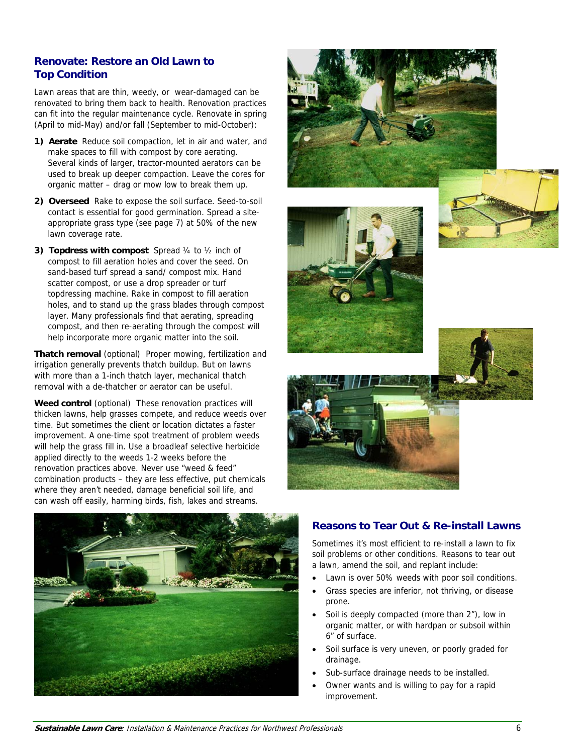## Renovate: Restore an Old Lawn to Top Condition

Lawn areas that are thin, weedy, or wear-damaged can be renovated to bring them back to health. Renovation practices can fit into the regular maintenance cycle. Renovate in spring (April to mid-May) and/or fall (September to mid-October):

1) **Aerate** Reduce soil compaction, let in air and water, and make spaces to fill with compost by core aerating. Several kinds of larger, tractor-mounted aerators can be used to break up deeper compaction. Leave the cores for organic matter – drag or mow low to break them up.

2) **Overseed** Rake to expose the soil surface. Seed-to-soil contact is essential for good germination. Spread a site-appropriate grass type (see page 7) at 50% of the new lawn coverage rate.

3) **Topdress with compost** Spread ¼ to ½ inch of compost to fill aeration holes and cover the seed. On sand-based turf spread a sand/ compost mix. Hand scatter compost, or use a drop spreader or turf topdressing machine. Rake in compost to fill aeration holes, and to stand up the grass blades through compost layer. Many professionals find that aerating, spreading compost, and then re-aerating through the compost will help incorporate more organic matter into the soil.

**Thatch removal** (optional) Proper mowing, fertilization and irrigation generally prevents thatch buildup. But on lawns with more than a 1-inch thatch layer, mechanical thatch removal with a de-thatcher or aerator can be useful.

**Weed control** (optional) These renovation practices will thicken lawns, help grasses compete, and reduce weeds over time. But sometimes the client or location dictates a faster improvement. A one-time spot treatment of problem weeds will help the grass fill in. Use a broadleaf selective herbicide applied directly to the weeds 1-2 weeks before the renovation practices above. Never use "weed & feed" combination products – they are less effective, put chemicals where they aren't needed, damage beneficial soil life, and can wash off easily, harming birds, fish, lakes and streams.

## Reasons to Tear Out & Re-install Lawns

Sometimes it's most efficient to re-install a lawn to fix soil problems or other conditions. Reasons to tear out a lawn, amend the soil, and replant include:

- Lawn is over 50% weeds with poor soil conditions.
- Grass species are inferior, not thriving, or disease prone.
- Soil is deeply compacted (more than 2"), low in organic matter, or with hardpan or subsoil within 6" of surface.
- Soil surface is very uneven, or poorly graded for drainage.
- Sub-surface drainage needs to be installed.
- Owner wants and is willing to pay for a rapid improvement.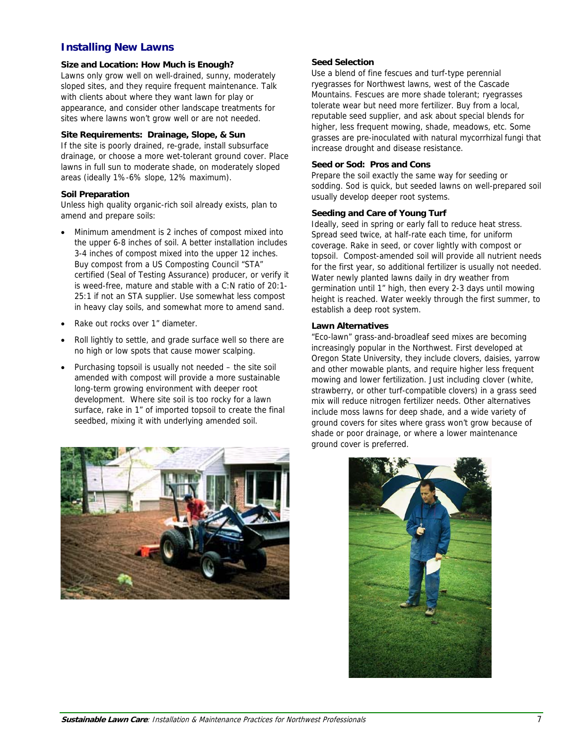## Installing New Lawns

**Size and Location: How Much is Enough?**

Lawns only grow well on well-drained, sunny, moderately sloped sites, and they require frequent maintenance. Talk with clients about where they want lawn for play or appearance, and consider other landscape treatments for sites where lawns won't grow well or are not needed.

**Site Requirements: Drainage, Slope, & Sun**

If the site is poorly drained, re-grade, install subsurface drainage, or choose a more wet-tolerant ground cover. Place lawns in full sun to moderate shade, on moderately sloped areas (ideally 1%-6% slope, 12% maximum).

**Soil Preparation**

Unless high quality organic-rich soil already exists, plan to amend and prepare soils:

- Minimum amendment is 2 inches of compost mixed into the upper 6-8 inches of soil. A better installation includes 3-4 inches of compost mixed into the upper 12 inches. Buy compost from a US Composting Council "STA" certified (Seal of Testing Assurance) producer, or verify it is weed-free, mature and stable with a C:N ratio of 20:1-25:1 if not an STA supplier. Use somewhat less compost in heavy clay soils, and somewhat more to amend sand.
- Rake out rocks over 1" diameter.
- Roll lightly to settle, and grade surface well so there are no high or low spots that cause mower scalping.
- Purchasing topsoil is usually not needed – the site soil amended with compost will provide a more sustainable long-term growing environment with deeper root development. Where site soil is too rocky for a lawn surface, rake in 1" of imported topsoil to create the final seedbed, mixing it with underlying amended soil.

**Seed Selection**

Use a blend of fine fescues and turf-type perennial ryegrasses for Northwest lawns, west of the Cascade Mountains. Fescues are more shade tolerant; ryegrasses tolerate wear but need more fertilizer. Buy from a local, reputable seed supplier, and ask about special blends for higher, less frequent mowing, shade, meadows, etc. Some grasses are pre-inoculated with natural mycorrhizal fungi that increase drought and disease resistance.

**Seed or Sod: Pros and Cons**

Prepare the soil exactly the same way for seeding or sodding. Sod is quick, but seeded lawns on well-prepared soil usually develop deeper root systems.

**Seeding and Care of Young Turf**

Ideally, seed in spring or early fall to reduce heat stress. Spread seed twice, at half-rate each time, for uniform coverage. Rake in seed, or cover lightly with compost or topsoil. Compost-amended soil will provide all nutrient needs for the first year, so additional fertilizer is usually not needed. Water newly planted lawns daily in dry weather from germination until 1" high, then every 2-3 days until mowing height is reached. Water weekly through the first summer, to establish a deep root system.

**Lawn Alternatives**

"Eco-lawn" grass-and-broadleaf seed mixes are becoming increasingly popular in the Northwest. First developed at Oregon State University, they include clovers, daisies, yarrow and other mowable plants, and require higher less frequent mowing and lower fertilization. Just including clover (white, strawberry, or other turf-compatible clovers) in a grass seed mix will reduce nitrogen fertilizer needs. Other alternatives include moss lawns for deep shade, and a wide variety of ground covers for sites where grass won't grow because of shade or poor drainage, or where a lower maintenance ground cover is preferred.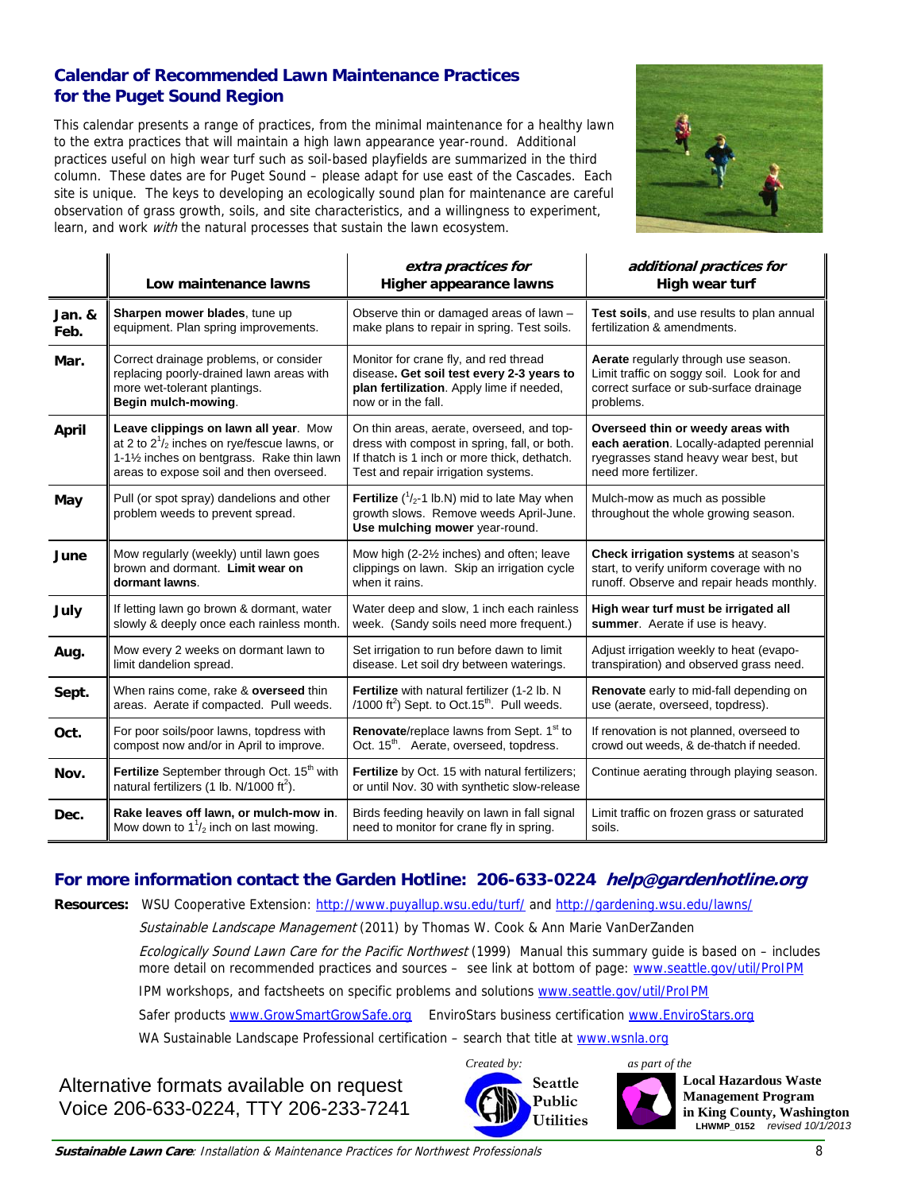## Calendar of Recommended Lawn Maintenance Practices for the Puget Sound Region

This calendar presents a range of practices, from the minimal maintenance for a healthy lawn to the extra practices that will maintain a high lawn appearance year-round. Additional practices useful on high wear turf such as soil-based playfields are summarized in the third column. These dates are for Puget Sound – please adapt for use east of the Cascades. Each site is unique. The keys to developing an ecologically sound plan for maintenance are careful observation of grass growth, soils, and site characteristics, and a willingness to experiment, learn, and work *with* the natural processes that sustain the lawn ecosystem.

| | Low maintenance lawns | *extra practices for* Higher appearance lawns | *additional practices for* High wear turf |
|---|---|---|---|
| **Jan. & Feb.** | **Sharpen mower blades**, tune up equipment. Plan spring improvements. | Observe thin or damaged areas of lawn – make plans to repair in spring. Test soils. | **Test soils**, and use results to plan annual fertilization & amendments. |
| **Mar.** | Correct drainage problems, or consider replacing poorly-drained lawn areas with more wet-tolerant plantings. **Begin mulch-mowing**. | Monitor for crane fly, and red thread disease. **Get soil test every 2-3 years to plan fertilization**. Apply lime if needed, now or in the fall. | **Aerate** regularly through use season. Limit traffic on soggy soil. Look for and correct surface or sub-surface drainage problems. |
| **April** | **Leave clippings on lawn all year**. Mow at 2 to $2^1/_2$ inches on rye/fescue lawns, or 1-1½ inches on bentgrass. Rake thin lawn areas to expose soil and then overseed. | On thin areas, aerate, overseed, and top-dress with compost in spring, fall, or both. If thatch is 1 inch or more thick, dethatch. Test and repair irrigation systems. | **Overseed thin or weedy areas with each aeration**. Locally-adapted perennial ryegrasses stand heavy wear best, but need more fertilizer. |
| **May** | Pull (or spot spray) dandelions and other problem weeds to prevent spread. | **Fertilize** ($^1/_2$-1 lb.N) mid to late May when growth slows. Remove weeds April-June. **Use mulching mower** year-round. | Mulch-mow as much as possible throughout the whole growing season. |
| **June** | Mow regularly (weekly) until lawn goes brown and dormant. **Limit wear on dormant lawns**. | Mow high (2-2½ inches) and often; leave clippings on lawn. Skip an irrigation cycle when it rains. | **Check irrigation systems** at season's start, to verify uniform coverage with no runoff. Observe and repair heads monthly. |
| **July** | If letting lawn go brown & dormant, water slowly & deeply once each rainless month. | Water deep and slow, 1 inch each rainless week. (Sandy soils need more frequent.) | **High wear turf must be irrigated all summer**. Aerate if use is heavy. |
| **Aug.** | Mow every 2 weeks on dormant lawn to limit dandelion spread. | Set irrigation to run before dawn to limit disease. Let soil dry between waterings. | Adjust irrigation weekly to heat (evapo-transpiration) and observed grass need. |
| **Sept.** | When rains come, rake & **overseed** thin areas. Aerate if compacted. Pull weeds. | **Fertilize** with natural fertilizer (1-2 lb. N /1000 $ft^2$) Sept. to Oct.15th. Pull weeds. | **Renovate** early to mid-fall depending on use (aerate, overseed, topdress). |
| **Oct.** | For poor soils/poor lawns, topdress with compost now and/or in April to improve. | **Renovate**/replace lawns from Sept. 1st to Oct. 15th. Aerate, overseed, topdress. | If renovation is not planned, overseed to crowd out weeds, & de-thatch if needed. |
| **Nov.** | **Fertilize** September through Oct. 15th with natural fertilizers (1 lb. N/1000 $ft^2$). | **Fertilize** by Oct. 15 with natural fertilizers; or until Nov. 30 with synthetic slow-release | Continue aerating through playing season. |
| **Dec.** | **Rake leaves off lawn, or mulch-mow in**. Mow down to $1^1/_2$ inch on last mowing. | Birds feeding heavily on lawn in fall signal need to monitor for crane fly in spring. | Limit traffic on frozen grass or saturated soils. |

### For more information contact the Garden Hotline: 206-633-0224 *help@gardenhotline.org*

**Resources:** WSU Cooperative Extension: http://www.puyallup.wsu.edu/turf/ and http://gardening.wsu.edu/lawns/

*Sustainable Landscape Management* (2011) by Thomas W. Cook & Ann Marie VanDerZanden

*Ecologically Sound Lawn Care for the Pacific Northwest* (1999) Manual this summary guide is based on – includes more detail on recommended practices and sources – see link at bottom of page: www.seattle.gov/util/ProIPM

IPM workshops, and factsheets on specific problems and solutions www.seattle.gov/util/ProIPM

Safer products www.GrowSmartGrowSafe.org EnviroStars business certification www.EnviroStars.org

WA Sustainable Landscape Professional certification – search that title at www.wsnla.org

Alternative formats available on request
Voice 206-633-0224, TTY 206-233-7241

*Created by:* Seattle Public Utilities *as part of the* Local Hazardous Waste Management Program in King County, Washington

LHWMP_0152 *revised 10/1/2013*